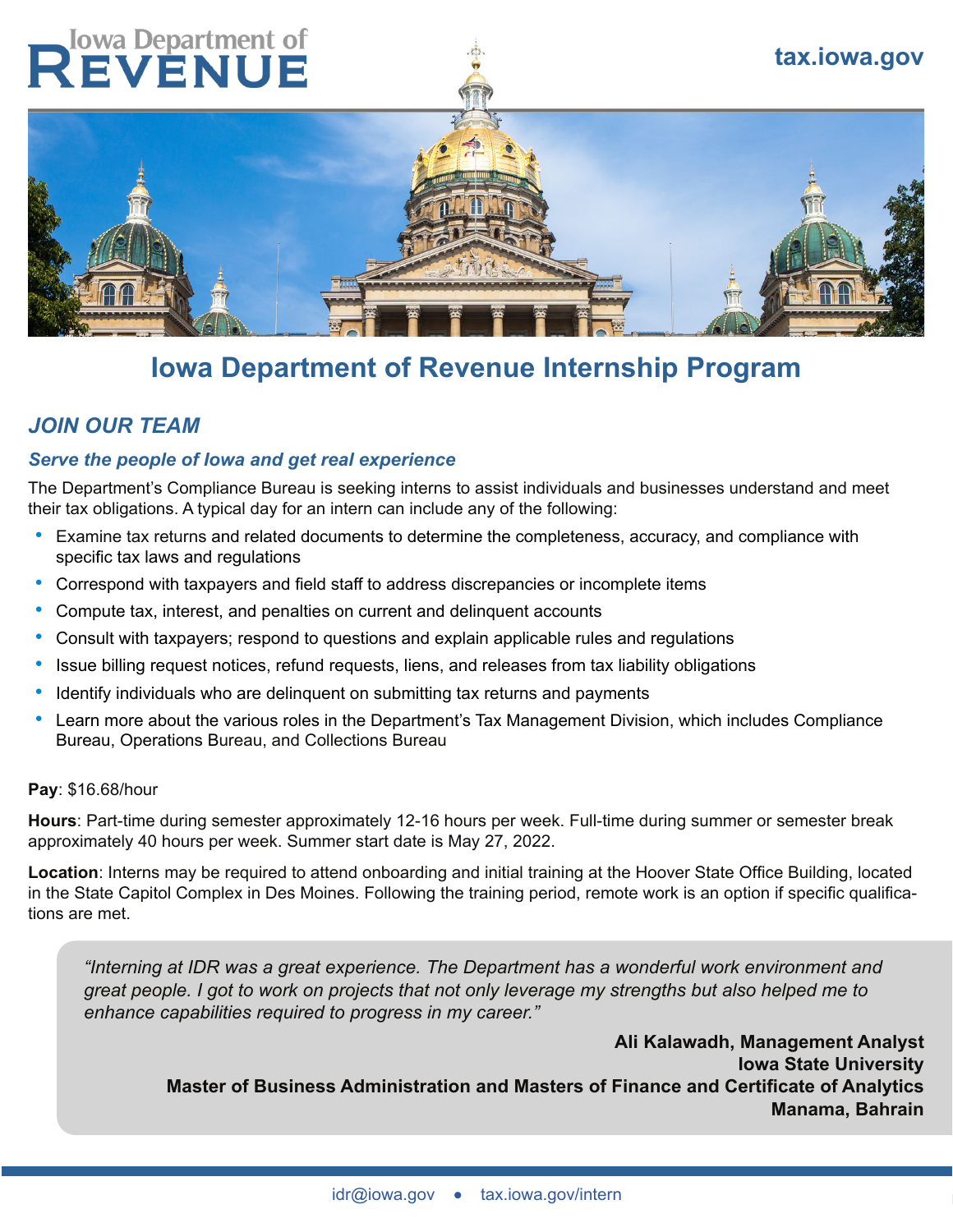Iowa Department of REVENUE

tax.iowa.gov

# Iowa Department of Revenue Internship Program

## *JOIN OUR TEAM*

### *Serve the people of Iowa and get real experience*

The Department's Compliance Bureau is seeking interns to assist individuals and businesses understand and meet their tax obligations. A typical day for an intern can include any of the following:

- Examine tax returns and related documents to determine the completeness, accuracy, and compliance with specific tax laws and regulations
- Correspond with taxpayers and field staff to address discrepancies or incomplete items
- Compute tax, interest, and penalties on current and delinquent accounts
- Consult with taxpayers; respond to questions and explain applicable rules and regulations
- Issue billing request notices, refund requests, liens, and releases from tax liability obligations
- Identify individuals who are delinquent on submitting tax returns and payments
- Learn more about the various roles in the Department's Tax Management Division, which includes Compliance Bureau, Operations Bureau, and Collections Bureau

**Pay**: $16.68/hour

**Hours**: Part-time during semester approximately 12-16 hours per week. Full-time during summer or semester break approximately 40 hours per week. Summer start date is May 27, 2022.

**Location**: Interns may be required to attend onboarding and initial training at the Hoover State Office Building, located in the State Capitol Complex in Des Moines. Following the training period, remote work is an option if specific qualifications are met.

> *"Interning at IDR was a great experience. The Department has a wonderful work environment and great people. I got to work on projects that not only leverage my strengths but also helped me to enhance capabilities required to progress in my career."*
>
> **Ali Kalawadh, Management Analyst**
> **Iowa State University**
> **Master of Business Administration and Masters of Finance and Certificate of Analytics**
> **Manama, Bahrain**

idr@iowa.gov • tax.iowa.gov/intern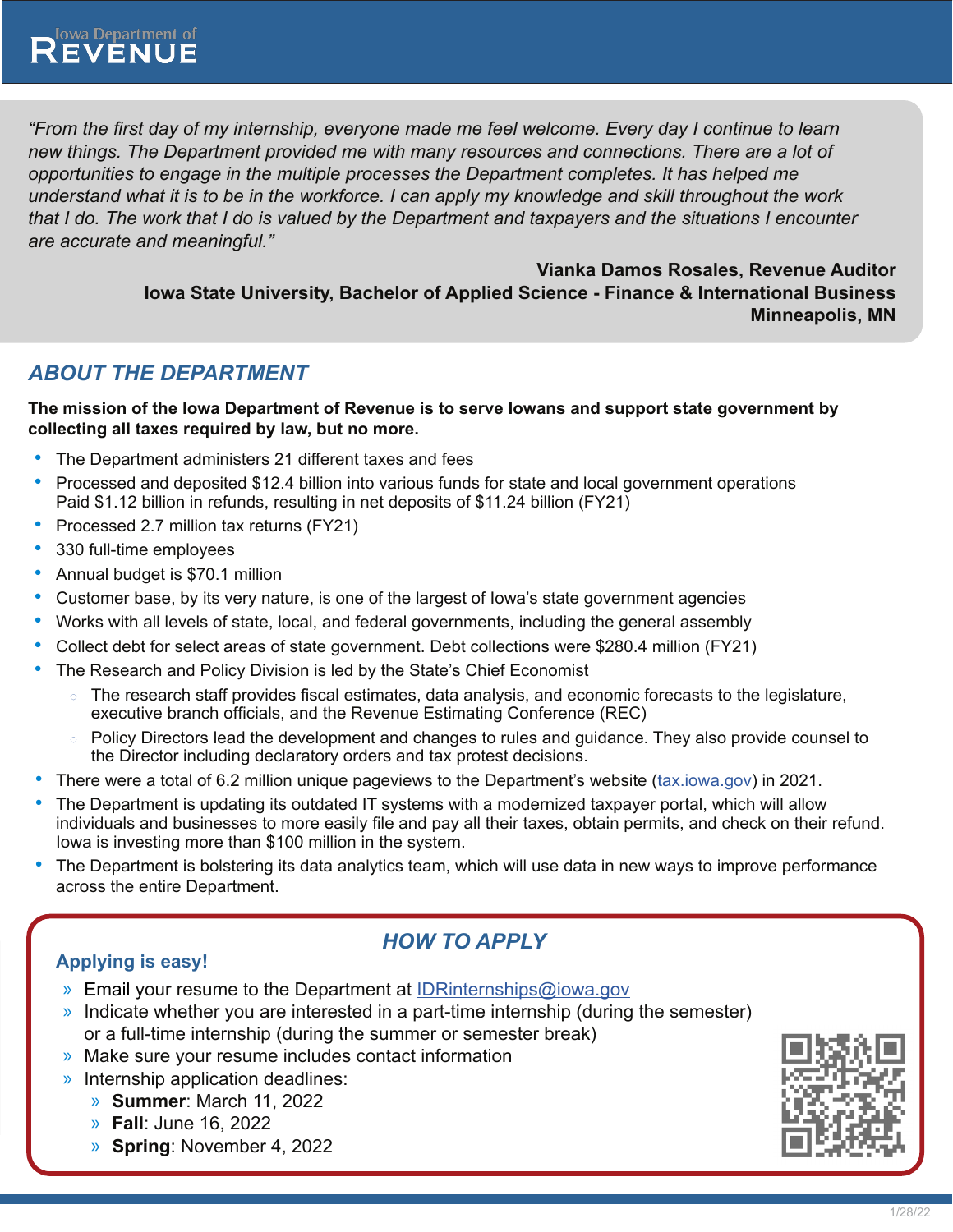Iowa Department of REVENUE

*"From the first day of my internship, everyone made me feel welcome. Every day I continue to learn new things. The Department provided me with many resources and connections. There are a lot of opportunities to engage in the multiple processes the Department completes. It has helped me understand what it is to be in the workforce. I can apply my knowledge and skill throughout the work that I do. The work that I do is valued by the Department and taxpayers and the situations I encounter are accurate and meaningful."*

**Vianka Damos Rosales, Revenue Auditor**
**Iowa State University, Bachelor of Applied Science - Finance & International Business**
**Minneapolis, MN**

## *ABOUT THE DEPARTMENT*

**The mission of the Iowa Department of Revenue is to serve Iowans and support state government by collecting all taxes required by law, but no more.**

- The Department administers 21 different taxes and fees
- Processed and deposited $12.4 billion into various funds for state and local government operations
  Paid $1.12 billion in refunds, resulting in net deposits of $11.24 billion (FY21)
- Processed 2.7 million tax returns (FY21)
- 330 full-time employees
- Annual budget is $70.1 million
- Customer base, by its very nature, is one of the largest of Iowa's state government agencies
- Works with all levels of state, local, and federal governments, including the general assembly
- Collect debt for select areas of state government. Debt collections were $280.4 million (FY21)
- The Research and Policy Division is led by the State's Chief Economist
  - The research staff provides fiscal estimates, data analysis, and economic forecasts to the legislature, executive branch officials, and the Revenue Estimating Conference (REC)
  - Policy Directors lead the development and changes to rules and guidance. They also provide counsel to the Director including declaratory orders and tax protest decisions.
- There were a total of 6.2 million unique pageviews to the Department's website (tax.iowa.gov) in 2021.
- The Department is updating its outdated IT systems with a modernized taxpayer portal, which will allow individuals and businesses to more easily file and pay all their taxes, obtain permits, and check on their refund. Iowa is investing more than $100 million in the system.
- The Department is bolstering its data analytics team, which will use data in new ways to improve performance across the entire Department.

## *HOW TO APPLY*

### Applying is easy!

- Email your resume to the Department at IDRinternships@iowa.gov
- Indicate whether you are interested in a part-time internship (during the semester) or a full-time internship (during the summer or semester break)
- Make sure your resume includes contact information
- Internship application deadlines:
  - **Summer**: March 11, 2022
  - **Fall**: June 16, 2022
  - **Spring**: November 4, 2022

1/28/22